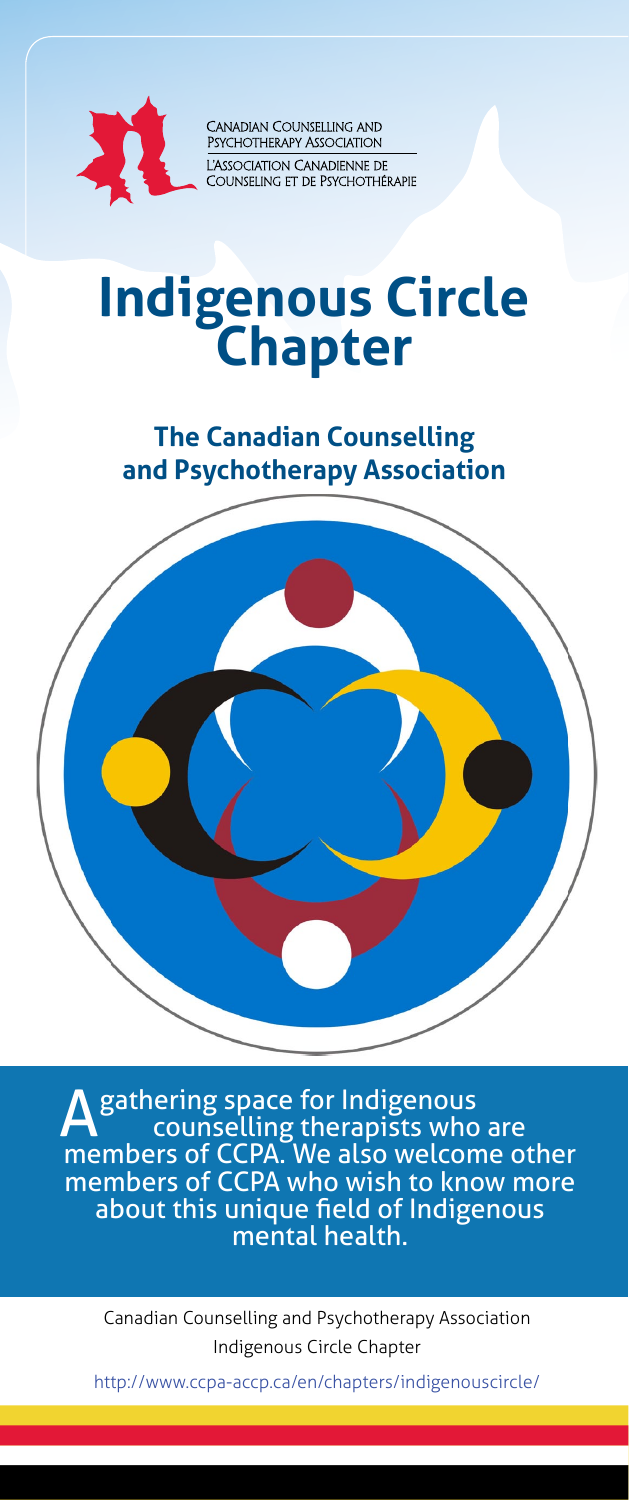Canadian Counselling and Psychotherapy Association

L'Association Canadienne de Counseling et de Psychothérapie

# Indigenous Circle Chapter

## The Canadian Counselling and Psychotherapy Association

A gathering space for Indigenous counselling therapists who are members of CCPA. We also welcome other members of CCPA who wish to know more about this unique field of Indigenous mental health.

Canadian Counselling and Psychotherapy Association
Indigenous Circle Chapter

http://www.ccpa-accp.ca/en/chapters/indigenouscircle/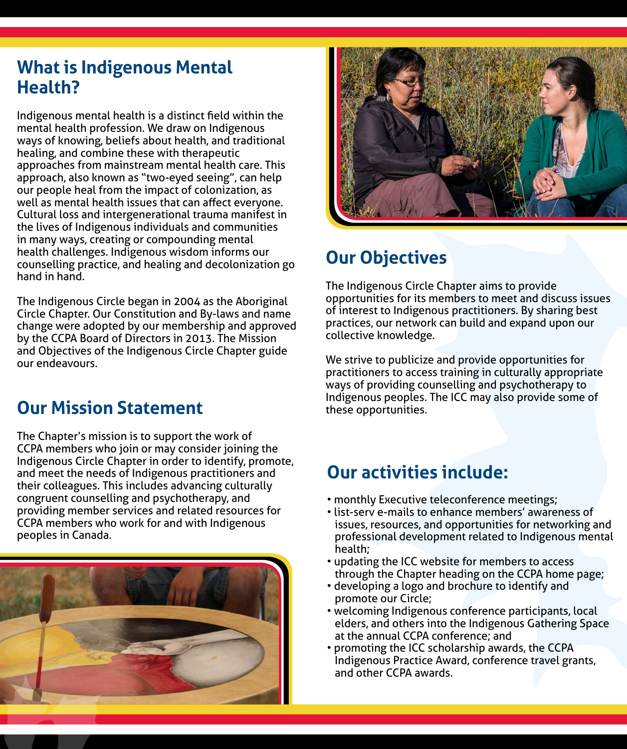## What is Indigenous Mental Health?

Indigenous mental health is a distinct field within the mental health profession. We draw on Indigenous ways of knowing, beliefs about health, and traditional healing, and combine these with therapeutic approaches from mainstream mental health care. This approach, also known as "two-eyed seeing", can help our people heal from the impact of colonization, as well as mental health issues that can affect everyone. Cultural loss and intergenerational trauma manifest in the lives of Indigenous individuals and communities in many ways, creating or compounding mental health challenges. Indigenous wisdom informs our counselling practice, and healing and decolonization go hand in hand.

The Indigenous Circle began in 2004 as the Aboriginal Circle Chapter. Our Constitution and By-laws and name change were adopted by our membership and approved by the CCPA Board of Directors in 2013. The Mission and Objectives of the Indigenous Circle Chapter guide our endeavours.

## Our Mission Statement

The Chapter's mission is to support the work of CCPA members who join or may consider joining the Indigenous Circle Chapter in order to identify, promote, and meet the needs of Indigenous practitioners and their colleagues. This includes advancing culturally congruent counselling and psychotherapy, and providing member services and related resources for CCPA members who work for and with Indigenous peoples in Canada.

## Our Objectives

The Indigenous Circle Chapter aims to provide opportunities for its members to meet and discuss issues of interest to Indigenous practitioners. By sharing best practices, our network can build and expand upon our collective knowledge.

We strive to publicize and provide opportunities for practitioners to access training in culturally appropriate ways of providing counselling and psychotherapy to Indigenous peoples. The ICC may also provide some of these opportunities.

## Our activities include:

- monthly Executive teleconference meetings;
- list-serv e-mails to enhance members' awareness of issues, resources, and opportunities for networking and professional development related to Indigenous mental health;
- updating the ICC website for members to access through the Chapter heading on the CCPA home page;
- developing a logo and brochure to identify and promote our Circle;
- welcoming Indigenous conference participants, local elders, and others into the Indigenous Gathering Space at the annual CCPA conference; and
- promoting the ICC scholarship awards, the CCPA Indigenous Practice Award, conference travel grants, and other CCPA awards.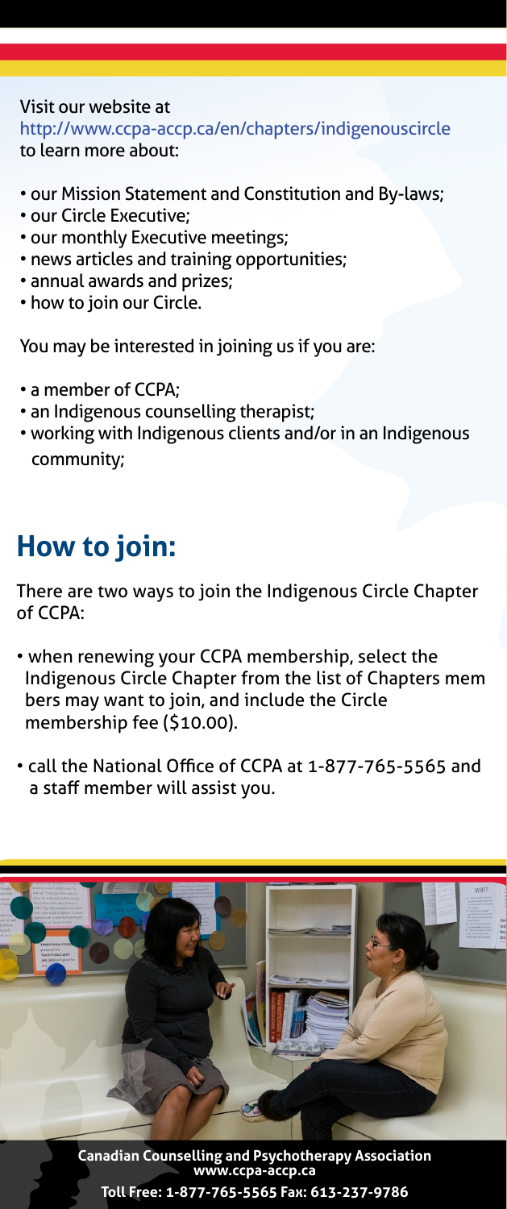Visit our website at
http://www.ccpa-accp.ca/en/chapters/indigenouscircle
to learn more about:

- our Mission Statement and Constitution and By-laws;
- our Circle Executive;
- our monthly Executive meetings;
- news articles and training opportunities;
- annual awards and prizes;
- how to join our Circle.

You may be interested in joining us if you are:

- a member of CCPA;
- an Indigenous counselling therapist;
- working with Indigenous clients and/or in an Indigenous community;

## How to join:

There are two ways to join the Indigenous Circle Chapter of CCPA:

- when renewing your CCPA membership, select the Indigenous Circle Chapter from the list of Chapters mem bers may want to join, and include the Circle membership fee ($10.00).
- call the National Office of CCPA at 1-877-765-5565 and a staff member will assist you.

**Canadian Counselling and Psychotherapy Association**
**www.ccpa-accp.ca**
**Toll Free: 1-877-765-5565 Fax: 613-237-9786**